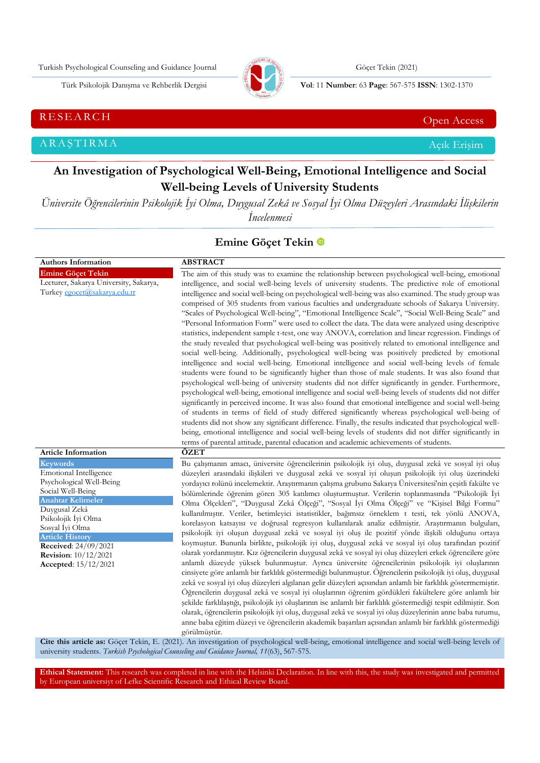RESEARCH — Open Access

ARAŞTIRMA — Açık Erişim

# An Investigation of Psychological Well-Being, Emotional Intelligence and Social Well-being Levels of University Students

*Üniversite Öğrencilerinin Psikolojik İyi Olma, Duygusal Zekâ ve Sosyal İyi Olma Düzeyleri Arasındaki İlişkilerin İncelenmesi*

**Emine Göçet Tekin**

**Authors Information**

**Emine Göçet Tekin**
Lecturer, Sakarya University, Sakarya, Turkey egocet@sakarya.edu.tr

**ABSTRACT**

The aim of this study was to examine the relationship between psychological well-being, emotional intelligence, and social well-being levels of university students. The predictive role of emotional intelligence and social well-being on psychological well-being was also examined. The study group was comprised of 305 students from various faculties and undergraduate schools of Sakarya University. "Scales of Psychological Well-being", "Emotional Intelligence Scale", "Social Well-Being Scale" and "Personal Information Form" were used to collect the data. The data were analyzed using descriptive statistics, independent sample t-test, one way ANOVA, correlation and linear regression. Findings of the study revealed that psychological well-being was positively related to emotional intelligence and social well-being. Additionally, psychological well-being was positively predicted by emotional intelligence and social well-being. Emotional intelligence and social well-being levels of female students were found to be significantly higher than those of male students. It was also found that psychological well-being of university students did not differ significantly in gender. Furthermore, psychological well-being, emotional intelligence and social well-being levels of students did not differ significantly in perceived income. It was also found that emotional intelligence and social well-being of students in terms of field of study differed significantly whereas psychological well-being of students did not show any significant difference. Finally, the results indicated that psychological well-being, emotional intelligence and social well-being levels of students did not differ significantly in terms of parental attitude, parental education and academic achievements of students.

**Article Information**

**Keywords**
Emotional Intelligence
Psychological Well-Being
Social Well-Being

**Anahtar Kelimeler**
Duygusal Zekâ
Psikolojik İyi Olma
Sosyal İyi Olma

**Article History**
**Received**: 24/09/2021
**Revision**: 10/12/2021
**Accepted**: 15/12/2021

**ÖZET**

Bu çalışmanın amacı, üniversite öğrencilerinin psikolojik iyi oluş, duygusal zekâ ve sosyal iyi oluş düzeyleri arasındaki ilişkileri ve duygusal zekâ ve sosyal iyi oluşun psikolojik iyi oluş üzerindeki yordayıcı rolünü incelemektir. Araştırmanın çalışma grubunu Sakarya Üniversitesi'nin çeşitli fakülte ve bölümlerinde öğrenim gören 305 katılımcı oluşturmuştur. Verilerin toplanmasında "Psikolojik İyi Olma Ölçekleri", "Duygusal Zekâ Ölçeği", "Sosyal İyi Olma Ölçeği" ve "Kişisel Bilgi Formu" kullanılmıştır. Veriler, betimleyici istatistikler, bağımsız örneklem t testi, tek yönlü ANOVA, korelasyon katsayısı ve doğrusal regresyon kullanılarak analiz edilmiştir. Araştırmanın bulguları, psikolojik iyi oluşun duygusal zekâ ve sosyal iyi oluş ile pozitif yönde ilişkili olduğunu ortaya koymuştur. Bununla birlikte, psikolojik iyi oluş, duygusal zekâ ve sosyal iyi oluş tarafından pozitif olarak yordanmıştır. Kız öğrencilerin duygusal zekâ ve sosyal iyi oluş düzeyleri erkek öğrencilere göre anlamlı düzeyde yüksek bulunmuştur. Ayrıca üniversite öğrencilerinin psikolojik iyi oluşlarının cinsiyete göre anlamlı bir farklılık göstermediği bulunmuştur. Öğrencilerin psikolojik iyi oluş, duygusal zekâ ve sosyal iyi oluş düzeyleri algılanan gelir düzeyleri açısından anlamlı bir farklılık göstermemiştir. Öğrencilerin duygusal zekâ ve sosyal iyi oluşlarının öğrenim gördükleri fakültelere göre anlamlı bir şekilde farklılaştığı, psikolojik iyi oluşlarının ise anlamlı bir farklılık göstermediği tespit edilmiştir. Son olarak, öğrencilerin psikolojik iyi oluş, duygusal zekâ ve sosyal iyi oluş düzeylerinin anne baba tutumu, anne baba eğitim düzeyi ve öğrencilerin akademik başarıları açısından anlamlı bir farklılık göstermediği görülmüştür.

**Cite this article as:** Göçet Tekin, E. (2021). An investigation of psychological well-being, emotional intelligence and social well-being levels of university students. *Turkish Psychological Counseling and Guidance Journal, 11*(63), 567-575.

**Ethical Statement:** This research was completed in line with the Helsinki Declaration. In line with this, the study was investigated and permitted by European universiyt of Lefke Scientific Research and Ethical Review Board.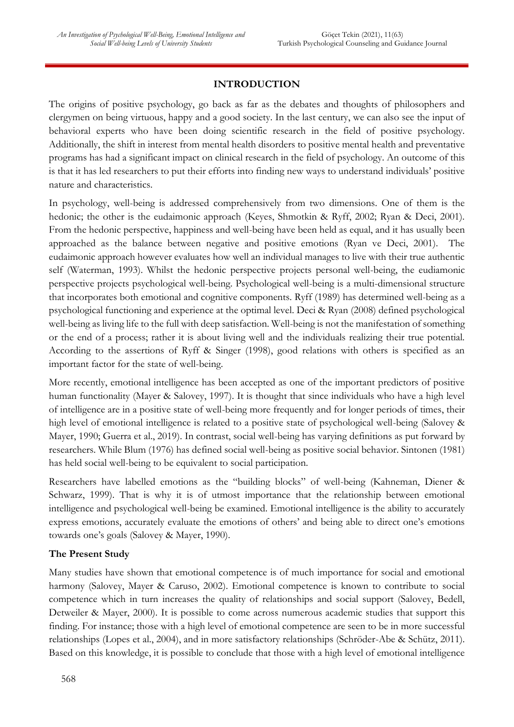## INTRODUCTION

The origins of positive psychology, go back as far as the debates and thoughts of philosophers and clergymen on being virtuous, happy and a good society. In the last century, we can also see the input of behavioral experts who have been doing scientific research in the field of positive psychology. Additionally, the shift in interest from mental health disorders to positive mental health and preventative programs has had a significant impact on clinical research in the field of psychology. An outcome of this is that it has led researchers to put their efforts into finding new ways to understand individuals' positive nature and characteristics.

In psychology, well-being is addressed comprehensively from two dimensions. One of them is the hedonic; the other is the eudaimonic approach (Keyes, Shmotkin & Ryff, 2002; Ryan & Deci, 2001). From the hedonic perspective, happiness and well-being have been held as equal, and it has usually been approached as the balance between negative and positive emotions (Ryan ve Deci, 2001). The eudaimonic approach however evaluates how well an individual manages to live with their true authentic self (Waterman, 1993). Whilst the hedonic perspective projects personal well-being, the eudiamonic perspective projects psychological well-being. Psychological well-being is a multi-dimensional structure that incorporates both emotional and cognitive components. Ryff (1989) has determined well-being as a psychological functioning and experience at the optimal level. Deci & Ryan (2008) defined psychological well-being as living life to the full with deep satisfaction. Well-being is not the manifestation of something or the end of a process; rather it is about living well and the individuals realizing their true potential. According to the assertions of Ryff & Singer (1998), good relations with others is specified as an important factor for the state of well-being.

More recently, emotional intelligence has been accepted as one of the important predictors of positive human functionality (Mayer & Salovey, 1997). It is thought that since individuals who have a high level of intelligence are in a positive state of well-being more frequently and for longer periods of times, their high level of emotional intelligence is related to a positive state of psychological well-being (Salovey & Mayer, 1990; Guerra et al., 2019). In contrast, social well-being has varying definitions as put forward by researchers. While Blum (1976) has defined social well-being as positive social behavior. Sintonen (1981) has held social well-being to be equivalent to social participation.

Researchers have labelled emotions as the "building blocks" of well-being (Kahneman, Diener & Schwarz, 1999). That is why it is of utmost importance that the relationship between emotional intelligence and psychological well-being be examined. Emotional intelligence is the ability to accurately express emotions, accurately evaluate the emotions of others' and being able to direct one's emotions towards one's goals (Salovey & Mayer, 1990).

### The Present Study

Many studies have shown that emotional competence is of much importance for social and emotional harmony (Salovey, Mayer & Caruso, 2002). Emotional competence is known to contribute to social competence which in turn increases the quality of relationships and social support (Salovey, Bedell, Detweiler & Mayer, 2000). It is possible to come across numerous academic studies that support this finding. For instance; those with a high level of emotional competence are seen to be in more successful relationships (Lopes et al., 2004), and in more satisfactory relationships (Schröder-Abe & Schütz, 2011). Based on this knowledge, it is possible to conclude that those with a high level of emotional intelligence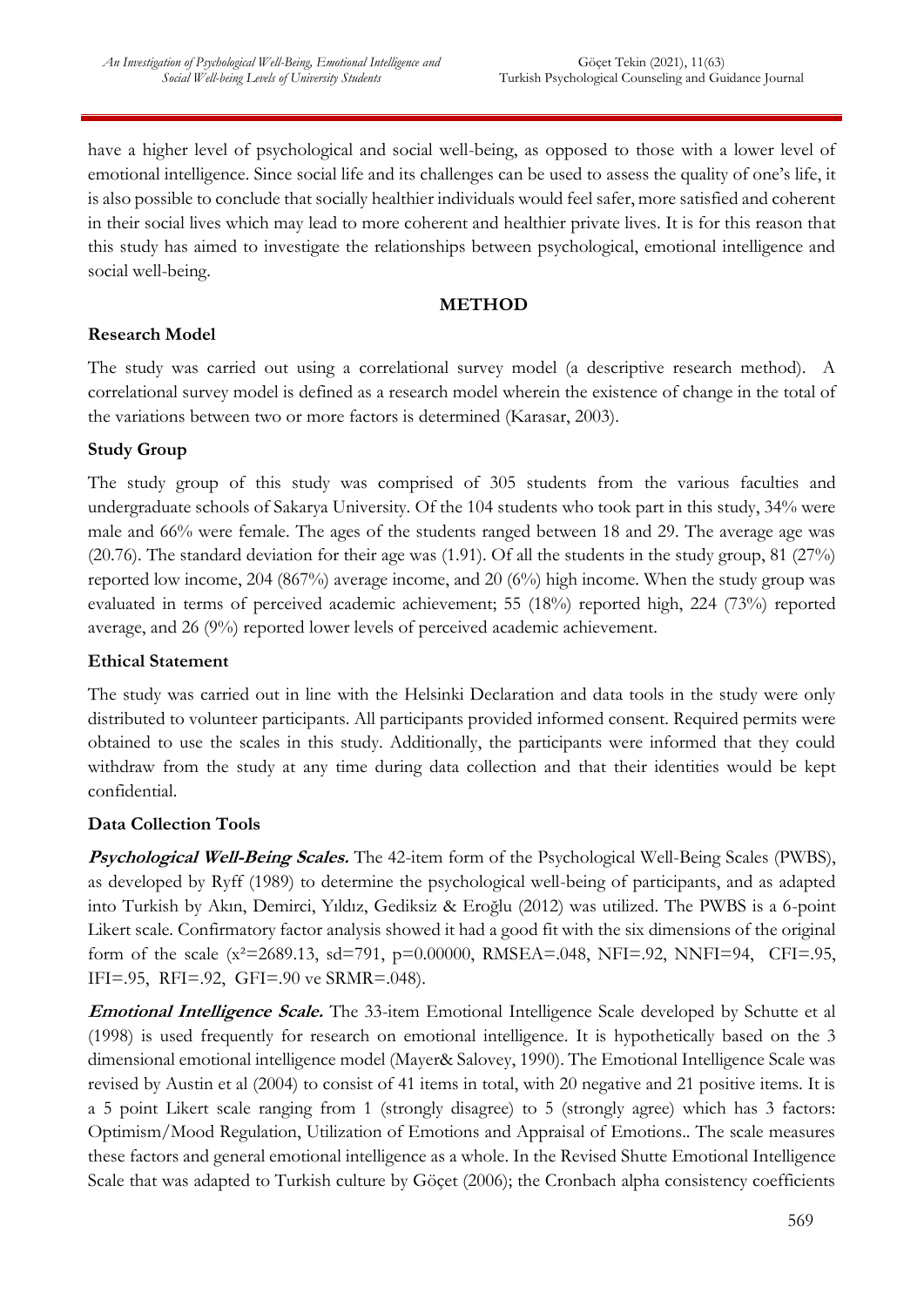have a higher level of psychological and social well-being, as opposed to those with a lower level of emotional intelligence. Since social life and its challenges can be used to assess the quality of one's life, it is also possible to conclude that socially healthier individuals would feel safer, more satisfied and coherent in their social lives which may lead to more coherent and healthier private lives. It is for this reason that this study has aimed to investigate the relationships between psychological, emotional intelligence and social well-being.

## METHOD

### Research Model

The study was carried out using a correlational survey model (a descriptive research method). A correlational survey model is defined as a research model wherein the existence of change in the total of the variations between two or more factors is determined (Karasar, 2003).

### Study Group

The study group of this study was comprised of 305 students from the various faculties and undergraduate schools of Sakarya University. Of the 104 students who took part in this study, 34% were male and 66% were female. The ages of the students ranged between 18 and 29. The average age was (20.76). The standard deviation for their age was (1.91). Of all the students in the study group, 81 (27%) reported low income, 204 (867%) average income, and 20 (6%) high income. When the study group was evaluated in terms of perceived academic achievement; 55 (18%) reported high, 224 (73%) reported average, and 26 (9%) reported lower levels of perceived academic achievement.

### Ethical Statement

The study was carried out in line with the Helsinki Declaration and data tools in the study were only distributed to volunteer participants. All participants provided informed consent. Required permits were obtained to use the scales in this study. Additionally, the participants were informed that they could withdraw from the study at any time during data collection and that their identities would be kept confidential.

### Data Collection Tools

***Psychological Well-Being Scales.*** The 42-item form of the Psychological Well-Being Scales (PWBS), as developed by Ryff (1989) to determine the psychological well-being of participants, and as adapted into Turkish by Akın, Demirci, Yıldız, Gediksiz & Eroğlu (2012) was utilized. The PWBS is a 6-point Likert scale. Confirmatory factor analysis showed it had a good fit with the six dimensions of the original form of the scale ($x^2$=2689.13, sd=791, p=0.00000, RMSEA=.048, NFI=.92, NNFI=94, CFI=.95, IFI=.95, RFI=.92, GFI=.90 ve SRMR=.048).

***Emotional Intelligence Scale.*** The 33-item Emotional Intelligence Scale developed by Schutte et al (1998) is used frequently for research on emotional intelligence. It is hypothetically based on the 3 dimensional emotional intelligence model (Mayer& Salovey, 1990). The Emotional Intelligence Scale was revised by Austin et al (2004) to consist of 41 items in total, with 20 negative and 21 positive items. It is a 5 point Likert scale ranging from 1 (strongly disagree) to 5 (strongly agree) which has 3 factors: Optimism/Mood Regulation, Utilization of Emotions and Appraisal of Emotions.. The scale measures these factors and general emotional intelligence as a whole. In the Revised Shutte Emotional Intelligence Scale that was adapted to Turkish culture by Göçet (2006); the Cronbach alpha consistency coefficients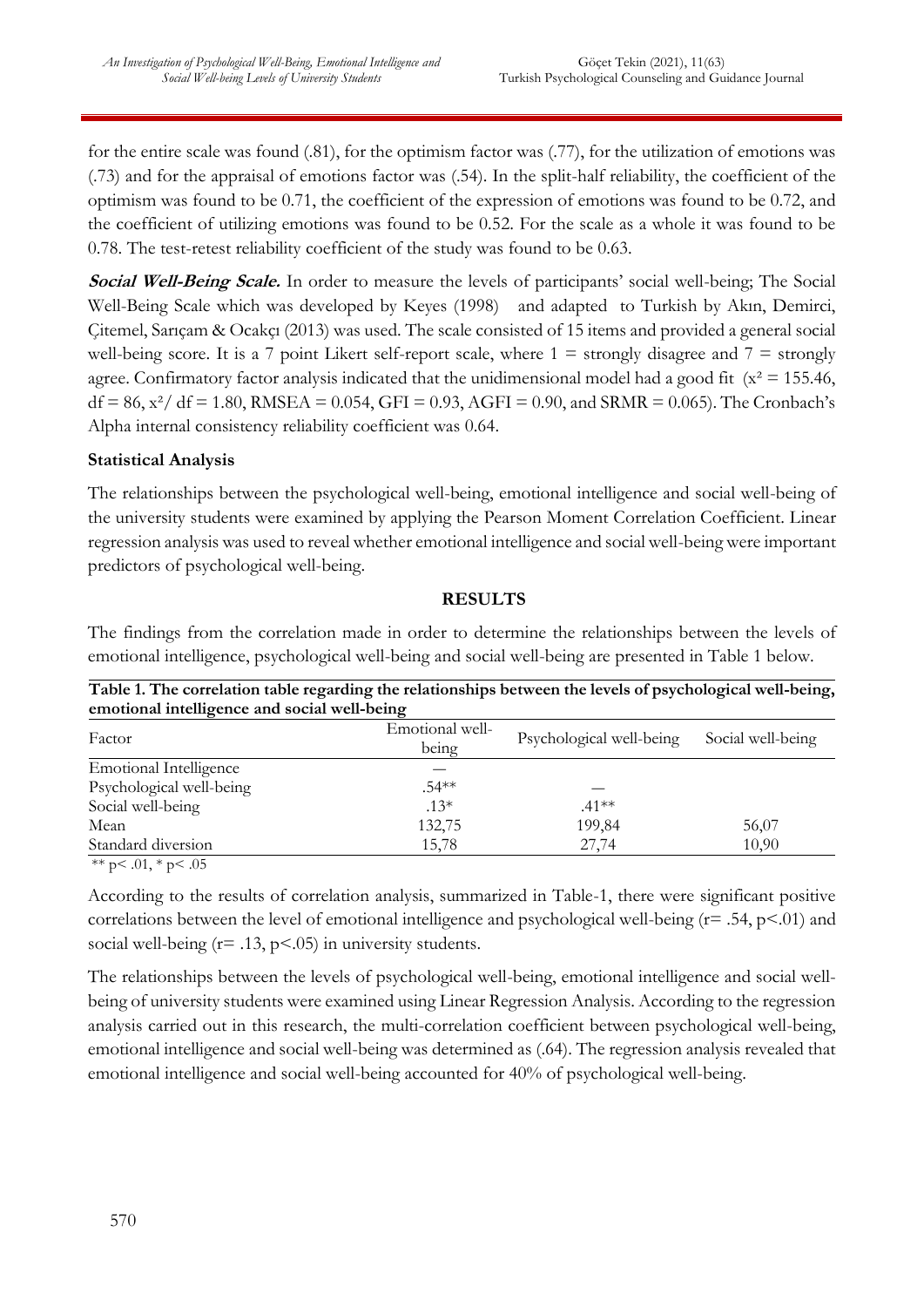for the entire scale was found (.81), for the optimism factor was (.77), for the utilization of emotions was (.73) and for the appraisal of emotions factor was (.54). In the split-half reliability, the coefficient of the optimism was found to be 0.71, the coefficient of the expression of emotions was found to be 0.72, and the coefficient of utilizing emotions was found to be 0.52. For the scale as a whole it was found to be 0.78. The test-retest reliability coefficient of the study was found to be 0.63.

***Social Well-Being Scale.*** In order to measure the levels of participants' social well-being; The Social Well-Being Scale which was developed by Keyes (1998) and adapted to Turkish by Akın, Demirci, Çitemel, Sarıçam & Ocakçı (2013) was used. The scale consisted of 15 items and provided a general social well-being score. It is a 7 point Likert self-report scale, where 1 = strongly disagree and 7 = strongly agree. Confirmatory factor analysis indicated that the unidimensional model had a good fit ($x^2 = 155.46$, $df = 86$, $x^2/df = 1.80$, RMSEA = 0.054, GFI = 0.93, AGFI = 0.90, and SRMR = 0.065). The Cronbach's Alpha internal consistency reliability coefficient was 0.64.

**Statistical Analysis**

The relationships between the psychological well-being, emotional intelligence and social well-being of the university students were examined by applying the Pearson Moment Correlation Coefficient. Linear regression analysis was used to reveal whether emotional intelligence and social well-being were important predictors of psychological well-being.

## RESULTS

The findings from the correlation made in order to determine the relationships between the levels of emotional intelligence, psychological well-being and social well-being are presented in Table 1 below.

**Table 1. The correlation table regarding the relationships between the levels of psychological well-being, emotional intelligence and social well-being**

| Factor | Emotional well-being | Psychological well-being | Social well-being |
|---|---|---|---|
| Emotional Intelligence | — | | |
| Psychological well-being | .54** | — | |
| Social well-being | .13* | .41** | |
| Mean | 132,75 | 199,84 | 56,07 |
| Standard diversion | 15,78 | 27,74 | 10,90 |

** $p < .01$, * $p < .05$

According to the results of correlation analysis, summarized in Table-1, there were significant positive correlations between the level of emotional intelligence and psychological well-being ($r = .54$, $p < .01$) and social well-being ($r = .13$, $p < .05$) in university students.

The relationships between the levels of psychological well-being, emotional intelligence and social well-being of university students were examined using Linear Regression Analysis. According to the regression analysis carried out in this research, the multi-correlation coefficient between psychological well-being, emotional intelligence and social well-being was determined as (.64). The regression analysis revealed that emotional intelligence and social well-being accounted for 40% of psychological well-being.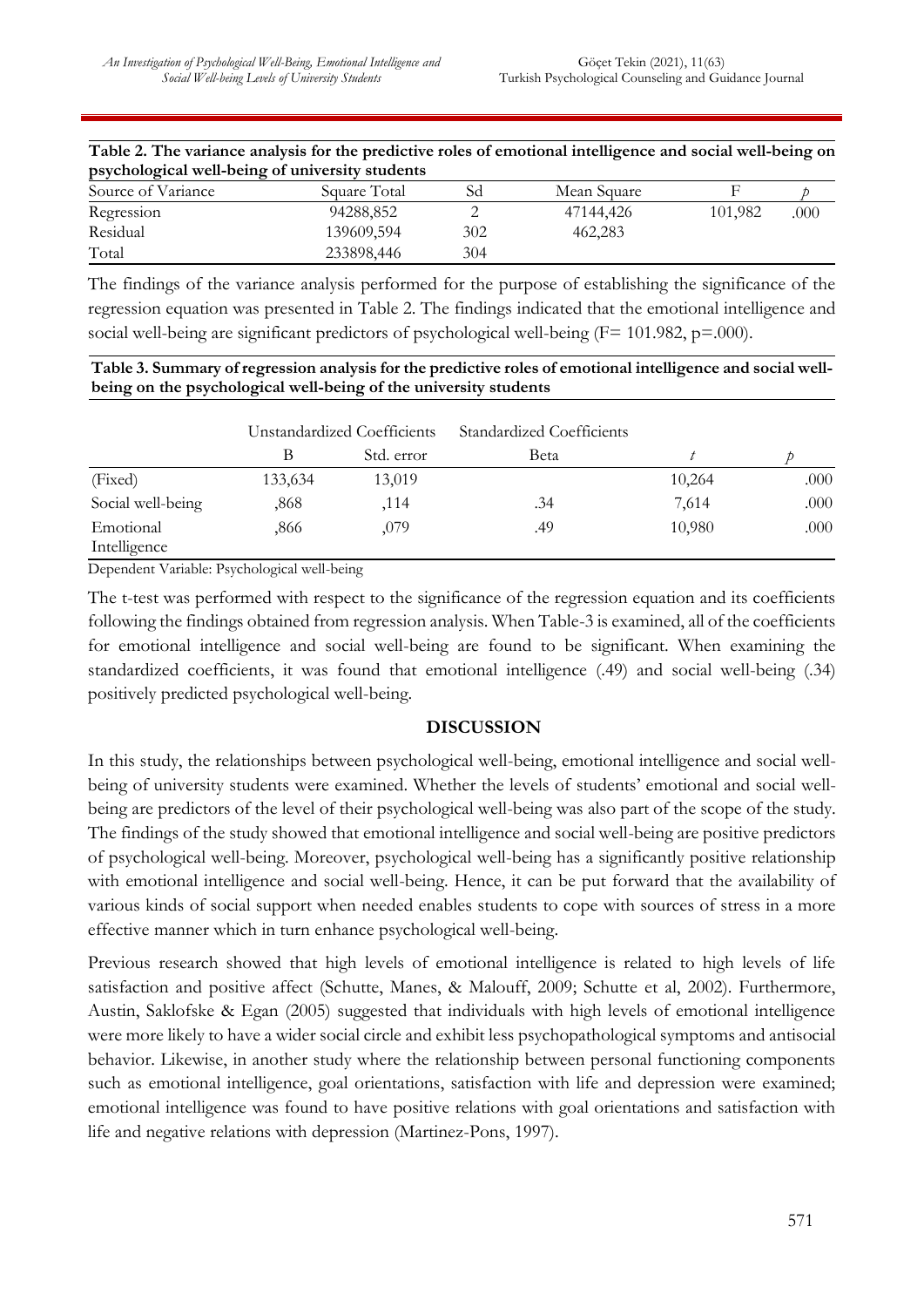**Table 2. The variance analysis for the predictive roles of emotional intelligence and social well-being on psychological well-being of university students**

| Source of Variance | Square Total | Sd | Mean Square | F | *p* |
|---|---|---|---|---|---|
| Regression | 94288,852 | 2 | 47144,426 | 101,982 | .000 |
| Residual | 139609,594 | 302 | 462,283 | | |
| Total | 233898,446 | 304 | | | |

The findings of the variance analysis performed for the purpose of establishing the significance of the regression equation was presented in Table 2. The findings indicated that the emotional intelligence and social well-being are significant predictors of psychological well-being ($F= 101.982$, $p=.000$).

**Table 3. Summary of regression analysis for the predictive roles of emotional intelligence and social well-being on the psychological well-being of the university students**

| | Unstandardized Coefficients | | Standardized Coefficients | | |
|---|---|---|---|---|---|
| | B | Std. error | Beta | *t* | *p* |
| (Fixed) | 133,634 | 13,019 | | 10,264 | .000 |
| Social well-being | ,868 | ,114 | .34 | 7,614 | .000 |
| Emotional Intelligence | ,866 | ,079 | .49 | 10,980 | .000 |

Dependent Variable: Psychological well-being

The t-test was performed with respect to the significance of the regression equation and its coefficients following the findings obtained from regression analysis. When Table-3 is examined, all of the coefficients for emotional intelligence and social well-being are found to be significant. When examining the standardized coefficients, it was found that emotional intelligence (.49) and social well-being (.34) positively predicted psychological well-being.

## DISCUSSION

In this study, the relationships between psychological well-being, emotional intelligence and social well-being of university students were examined. Whether the levels of students' emotional and social well-being are predictors of the level of their psychological well-being was also part of the scope of the study. The findings of the study showed that emotional intelligence and social well-being are positive predictors of psychological well-being. Moreover, psychological well-being has a significantly positive relationship with emotional intelligence and social well-being. Hence, it can be put forward that the availability of various kinds of social support when needed enables students to cope with sources of stress in a more effective manner which in turn enhance psychological well-being.

Previous research showed that high levels of emotional intelligence is related to high levels of life satisfaction and positive affect (Schutte, Manes, & Malouff, 2009; Schutte et al, 2002). Furthermore, Austin, Saklofske & Egan (2005) suggested that individuals with high levels of emotional intelligence were more likely to have a wider social circle and exhibit less psychopathological symptoms and antisocial behavior. Likewise, in another study where the relationship between personal functioning components such as emotional intelligence, goal orientations, satisfaction with life and depression were examined; emotional intelligence was found to have positive relations with goal orientations and satisfaction with life and negative relations with depression (Martinez-Pons, 1997).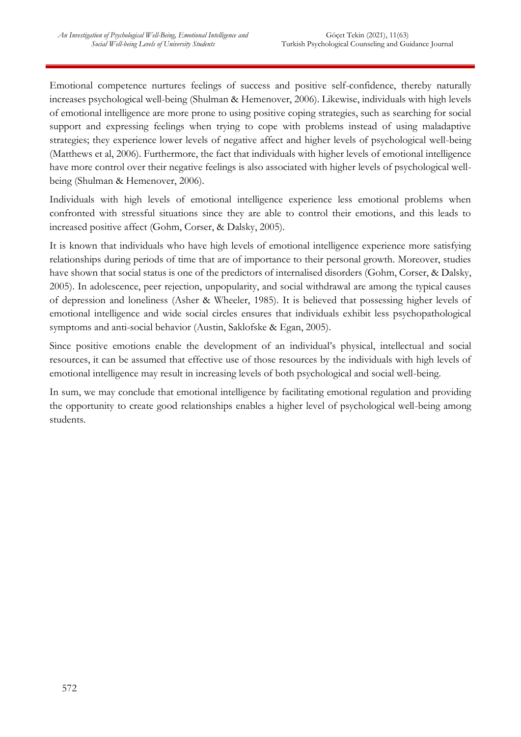Emotional competence nurtures feelings of success and positive self-confidence, thereby naturally increases psychological well-being (Shulman & Hemenover, 2006). Likewise, individuals with high levels of emotional intelligence are more prone to using positive coping strategies, such as searching for social support and expressing feelings when trying to cope with problems instead of using maladaptive strategies; they experience lower levels of negative affect and higher levels of psychological well-being (Matthews et al, 2006). Furthermore, the fact that individuals with higher levels of emotional intelligence have more control over their negative feelings is also associated with higher levels of psychological well-being (Shulman & Hemenover, 2006).

Individuals with high levels of emotional intelligence experience less emotional problems when confronted with stressful situations since they are able to control their emotions, and this leads to increased positive affect (Gohm, Corser, & Dalsky, 2005).

It is known that individuals who have high levels of emotional intelligence experience more satisfying relationships during periods of time that are of importance to their personal growth. Moreover, studies have shown that social status is one of the predictors of internalised disorders (Gohm, Corser, & Dalsky, 2005). In adolescence, peer rejection, unpopularity, and social withdrawal are among the typical causes of depression and loneliness (Asher & Wheeler, 1985). It is believed that possessing higher levels of emotional intelligence and wide social circles ensures that individuals exhibit less psychopathological symptoms and anti-social behavior (Austin, Saklofske & Egan, 2005).

Since positive emotions enable the development of an individual's physical, intellectual and social resources, it can be assumed that effective use of those resources by the individuals with high levels of emotional intelligence may result in increasing levels of both psychological and social well-being.

In sum, we may conclude that emotional intelligence by facilitating emotional regulation and providing the opportunity to create good relationships enables a higher level of psychological well-being among students.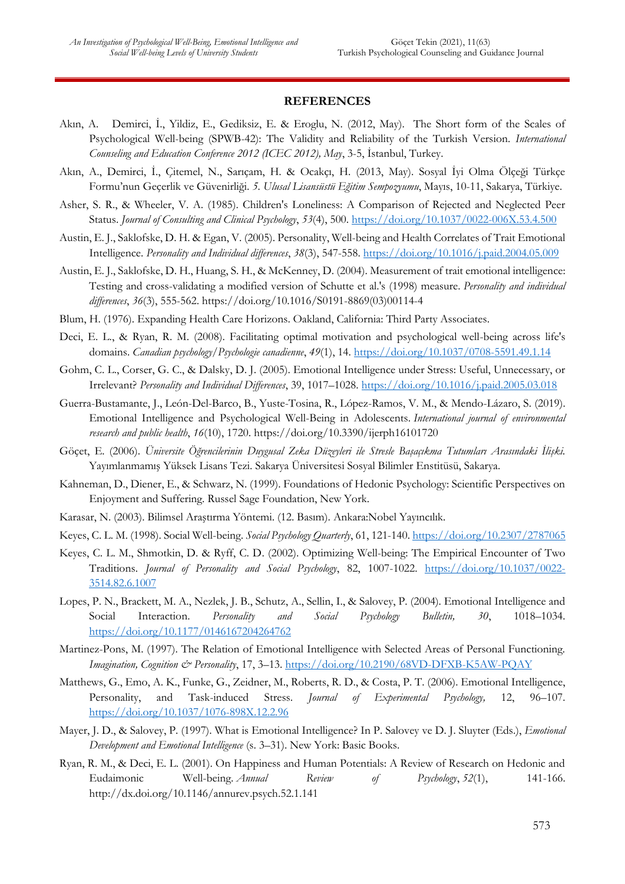## REFERENCES

Akın, A. Demirci, İ., Yildiz, E., Gediksiz, E. & Eroglu, N. (2012, May). The Short form of the Scales of Psychological Well-being (SPWB-42): The Validity and Reliability of the Turkish Version. *International Counseling and Education Conference 2012 (ICEC 2012), May*, 3-5, İstanbul, Turkey.

Akın, A., Demirci, İ., Çitemel, N., Sarıçam, H. & Ocakçı, H. (2013, May). Sosyal İyi Olma Ölçeği Türkçe Formu'nun Geçerlik ve Güvenirliği. *5. Ulusal Lisansüstü Eğitim Sempozyumu*, Mayıs, 10-11, Sakarya, Türkiye.

Asher, S. R., & Wheeler, V. A. (1985). Children's Loneliness: A Comparison of Rejected and Neglected Peer Status. *Journal of Consulting and Clinical Psychology*, *53*(4), 500. https://doi.org/10.1037/0022-006X.53.4.500

Austin, E. J., Saklofske, D. H. & Egan, V. (2005). Personality, Well-being and Health Correlates of Trait Emotional Intelligence. *Personality and Individual differences*, *38*(3), 547-558. https://doi.org/10.1016/j.paid.2004.05.009

Austin, E. J., Saklofske, D. H., Huang, S. H., & McKenney, D. (2004). Measurement of trait emotional intelligence: Testing and cross-validating a modified version of Schutte et al.'s (1998) measure. *Personality and individual differences*, *36*(3), 555-562. https://doi.org/10.1016/S0191-8869(03)00114-4

Blum, H. (1976). Expanding Health Care Horizons. Oakland, California: Third Party Associates.

Deci, E. L., & Ryan, R. M. (2008). Facilitating optimal motivation and psychological well-being across life's domains. *Canadian psychology/Psychologie canadienne*, *49*(1), 14. https://doi.org/10.1037/0708-5591.49.1.14

Gohm, C. L., Corser, G. C., & Dalsky, D. J. (2005). Emotional Intelligence under Stress: Useful, Unnecessary, or Irrelevant? *Personality and Individual Differences*, 39, 1017–1028. https://doi.org/10.1016/j.paid.2005.03.018

Guerra-Bustamante, J., León-Del-Barco, B., Yuste-Tosina, R., López-Ramos, V. M., & Mendo-Lázaro, S. (2019). Emotional Intelligence and Psychological Well-Being in Adolescents. *International journal of environmental research and public health*, *16*(10), 1720. https://doi.org/10.3390/ijerph16101720

Göçet, E. (2006). *Üniversite Öğrencilerinin Duygusal Zeka Düzeyleri ile Stresle Başaçıkma Tutumları Arasındaki İlişki.* Yayımlanmamış Yüksek Lisans Tezi. Sakarya Üniversitesi Sosyal Bilimler Enstitüsü, Sakarya.

Kahneman, D., Diener, E., & Schwarz, N. (1999). Foundations of Hedonic Psychology: Scientific Perspectives on Enjoyment and Suffering. Russel Sage Foundation, New York.

Karasar, N. (2003). Bilimsel Araştırma Yöntemi. (12. Basım). Ankara:Nobel Yayıncılık.

Keyes, C. L. M. (1998). Social Well-being. *Social Psychology Quarterly*, 61, 121-140. https://doi.org/10.2307/2787065

Keyes, C. L. M., Shmotkin, D. & Ryff, C. D. (2002). Optimizing Well-being: The Empirical Encounter of Two Traditions. *Journal of Personality and Social Psychology*, 82, 1007-1022. https://doi.org/10.1037/0022-3514.82.6.1007

Lopes, P. N., Brackett, M. A., Nezlek, J. B., Schutz, A., Sellin, I., & Salovey, P. (2004). Emotional Intelligence and Social Interaction. *Personality and Social Psychology Bulletin, 30*, 1018–1034. https://doi.org/10.1177/0146167204264762

Martinez-Pons, M. (1997). The Relation of Emotional Intelligence with Selected Areas of Personal Functioning. *Imagination, Cognition & Personality*, 17, 3–13. https://doi.org/10.2190/68VD-DFXB-K5AW-PQAY

Matthews, G., Emo, A. K., Funke, G., Zeidner, M., Roberts, R. D., & Costa, P. T. (2006). Emotional Intelligence, Personality, and Task-induced Stress. *Journal of Experimental Psychology,* 12, 96–107. https://doi.org/10.1037/1076-898X.12.2.96

Mayer, J. D., & Salovey, P. (1997). What is Emotional Intelligence? In P. Salovey ve D. J. Sluyter (Eds.), *Emotional Development and Emotional Intelligence* (s. 3–31). New York: Basic Books.

Ryan, R. M., & Deci, E. L. (2001). On Happiness and Human Potentials: A Review of Research on Hedonic and Eudaimonic Well-being. *Annual Review of Psychology*, *52*(1), 141-166. http://dx.doi.org/10.1146/annurev.psych.52.1.141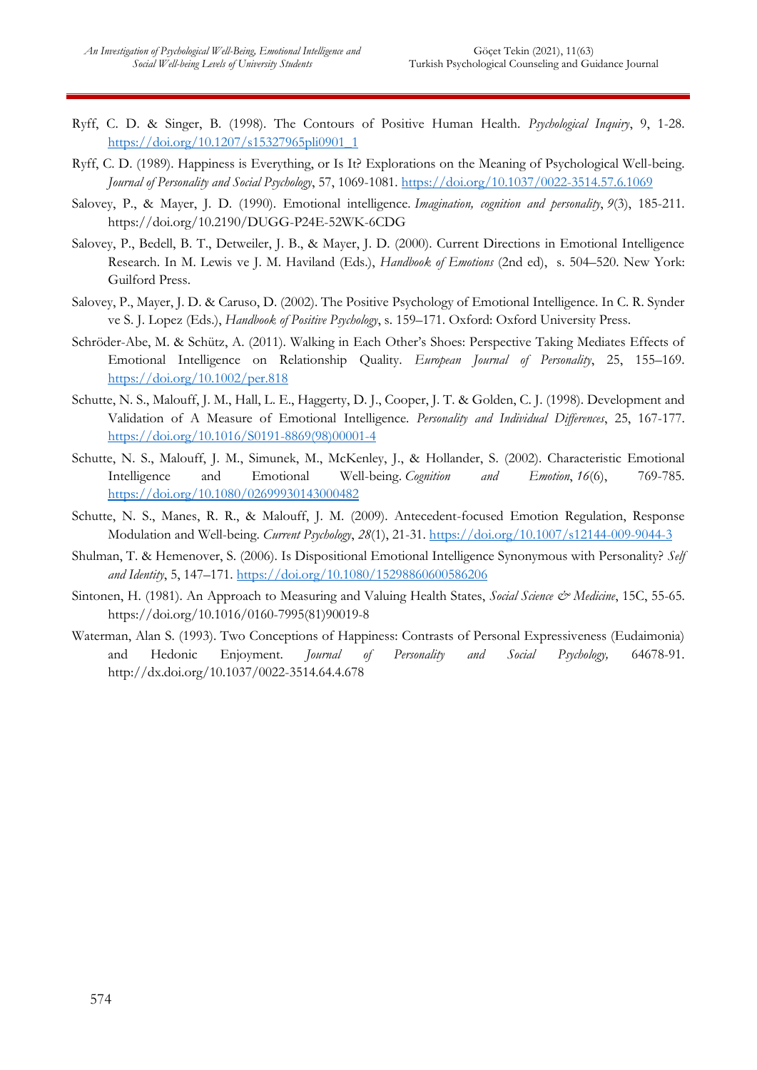Ryff, C. D. & Singer, B. (1998). The Contours of Positive Human Health. *Psychological Inquiry*, 9, 1-28. https://doi.org/10.1207/s15327965pli0901_1

Ryff, C. D. (1989). Happiness is Everything, or Is It? Explorations on the Meaning of Psychological Well-being. *Journal of Personality and Social Psychology*, 57, 1069-1081. https://doi.org/10.1037/0022-3514.57.6.1069

Salovey, P., & Mayer, J. D. (1990). Emotional intelligence. *Imagination, cognition and personality*, *9*(3), 185-211. https://doi.org/10.2190/DUGG-P24E-52WK-6CDG

Salovey, P., Bedell, B. T., Detweiler, J. B., & Mayer, J. D. (2000). Current Directions in Emotional Intelligence Research. In M. Lewis ve J. M. Haviland (Eds.), *Handbook of Emotions* (2nd ed), s. 504–520. New York: Guilford Press.

Salovey, P., Mayer, J. D. & Caruso, D. (2002). The Positive Psychology of Emotional Intelligence. In C. R. Synder ve S. J. Lopez (Eds.), *Handbook of Positive Psychology*, s. 159–171. Oxford: Oxford University Press.

Schröder-Abe, M. & Schütz, A. (2011). Walking in Each Other's Shoes: Perspective Taking Mediates Effects of Emotional Intelligence on Relationship Quality. *European Journal of Personality*, 25, 155–169. https://doi.org/10.1002/per.818

Schutte, N. S., Malouff, J. M., Hall, L. E., Haggerty, D. J., Cooper, J. T. & Golden, C. J. (1998). Development and Validation of A Measure of Emotional Intelligence. *Personality and Individual Differences*, 25, 167-177. https://doi.org/10.1016/S0191-8869(98)00001-4

Schutte, N. S., Malouff, J. M., Simunek, M., McKenley, J., & Hollander, S. (2002). Characteristic Emotional Intelligence and Emotional Well-being. *Cognition and Emotion*, *16*(6), 769-785. https://doi.org/10.1080/02699930143000482

Schutte, N. S., Manes, R. R., & Malouff, J. M. (2009). Antecedent-focused Emotion Regulation, Response Modulation and Well-being. *Current Psychology*, *28*(1), 21-31. https://doi.org/10.1007/s12144-009-9044-3

Shulman, T. & Hemenover, S. (2006). Is Dispositional Emotional Intelligence Synonymous with Personality? *Self and Identity*, 5, 147–171. https://doi.org/10.1080/15298860600586206

Sintonen, H. (1981). An Approach to Measuring and Valuing Health States, *Social Science & Medicine*, 15C, 55-65. https://doi.org/10.1016/0160-7995(81)90019-8

Waterman, Alan S. (1993). Two Conceptions of Happiness: Contrasts of Personal Expressiveness (Eudaimonia) and Hedonic Enjoyment. *Journal of Personality and Social Psychology,* 64678-91. http://dx.doi.org/10.1037/0022-3514.64.4.678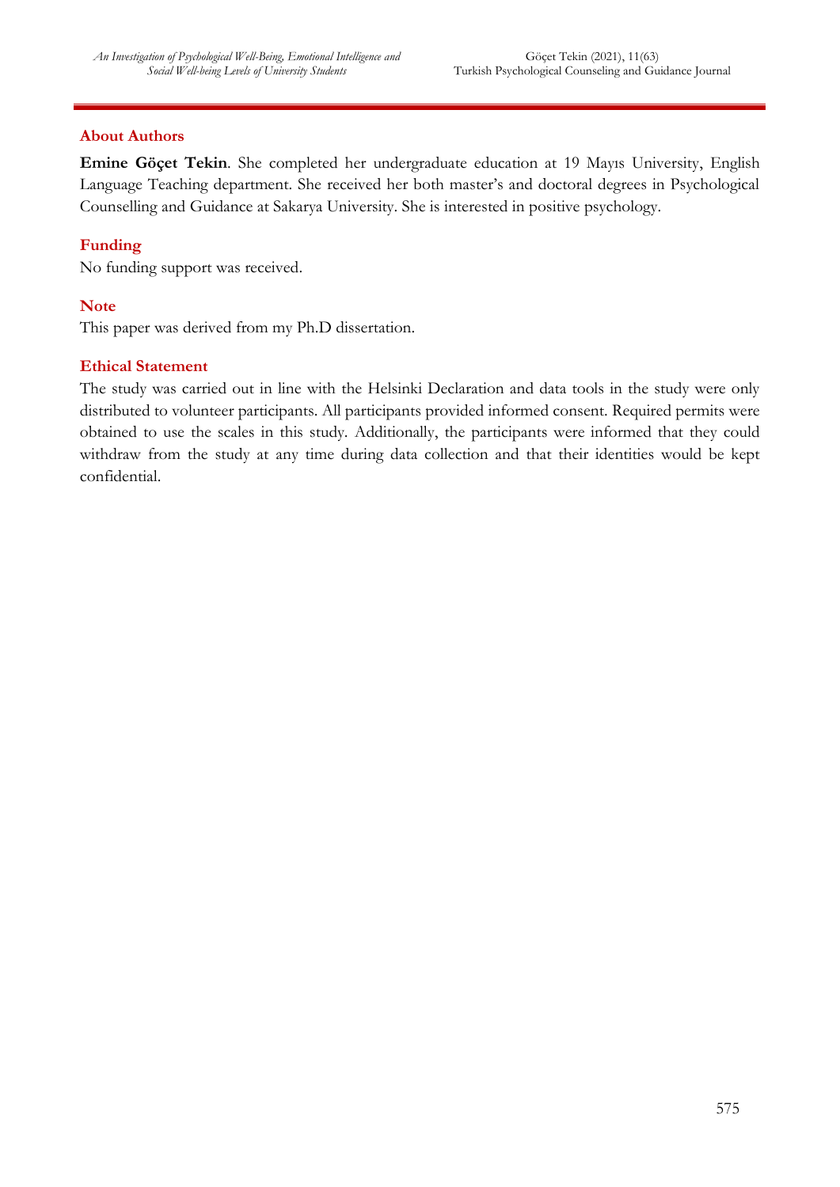## About Authors

**Emine Göçet Tekin**. She completed her undergraduate education at 19 Mayıs University, English Language Teaching department. She received her both master's and doctoral degrees in Psychological Counselling and Guidance at Sakarya University. She is interested in positive psychology.

## Funding

No funding support was received.

## Note

This paper was derived from my Ph.D dissertation.

## Ethical Statement

The study was carried out in line with the Helsinki Declaration and data tools in the study were only distributed to volunteer participants. All participants provided informed consent. Required permits were obtained to use the scales in this study. Additionally, the participants were informed that they could withdraw from the study at any time during data collection and that their identities would be kept confidential.